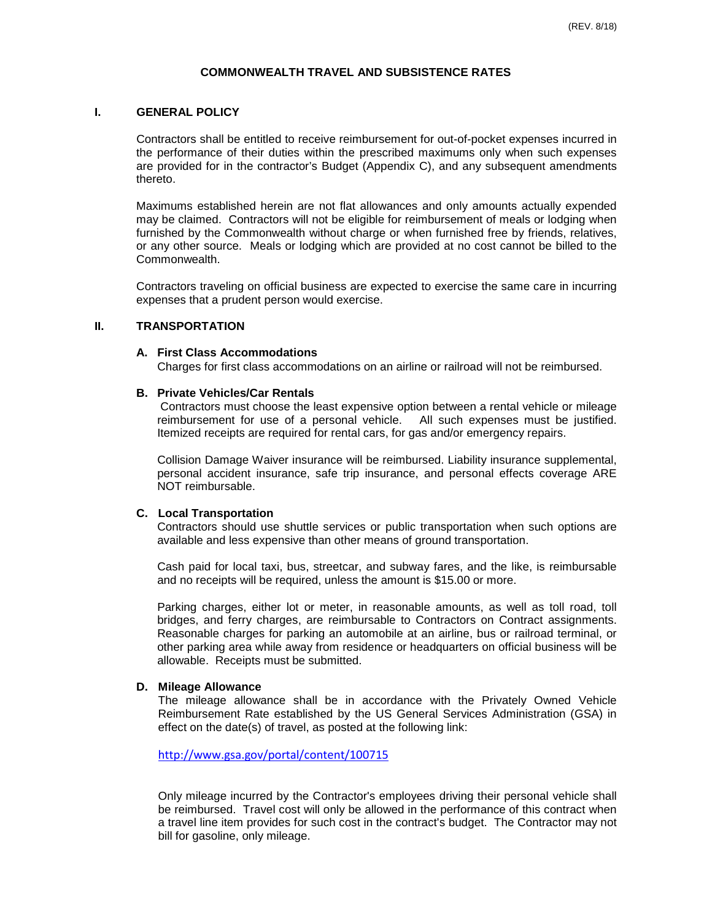(REV. 8/18)

# COMMONWEALTH TRAVEL AND SUBSISTENCE RATES

## I. GENERAL POLICY

Contractors shall be entitled to receive reimbursement for out-of-pocket expenses incurred in the performance of their duties within the prescribed maximums only when such expenses are provided for in the contractor's Budget (Appendix C), and any subsequent amendments thereto.

Maximums established herein are not flat allowances and only amounts actually expended may be claimed. Contractors will not be eligible for reimbursement of meals or lodging when furnished by the Commonwealth without charge or when furnished free by friends, relatives, or any other source. Meals or lodging which are provided at no cost cannot be billed to the Commonwealth.

Contractors traveling on official business are expected to exercise the same care in incurring expenses that a prudent person would exercise.

## II. TRANSPORTATION

### A. First Class Accommodations

Charges for first class accommodations on an airline or railroad will not be reimbursed.

### B. Private Vehicles/Car Rentals

Contractors must choose the least expensive option between a rental vehicle or mileage reimbursement for use of a personal vehicle. All such expenses must be justified. Itemized receipts are required for rental cars, for gas and/or emergency repairs.

Collision Damage Waiver insurance will be reimbursed. Liability insurance supplemental, personal accident insurance, safe trip insurance, and personal effects coverage ARE NOT reimbursable.

### C. Local Transportation

Contractors should use shuttle services or public transportation when such options are available and less expensive than other means of ground transportation.

Cash paid for local taxi, bus, streetcar, and subway fares, and the like, is reimbursable and no receipts will be required, unless the amount is $15.00 or more.

Parking charges, either lot or meter, in reasonable amounts, as well as toll road, toll bridges, and ferry charges, are reimbursable to Contractors on Contract assignments. Reasonable charges for parking an automobile at an airline, bus or railroad terminal, or other parking area while away from residence or headquarters on official business will be allowable. Receipts must be submitted.

### D. Mileage Allowance

The mileage allowance shall be in accordance with the Privately Owned Vehicle Reimbursement Rate established by the US General Services Administration (GSA) in effect on the date(s) of travel, as posted at the following link:

http://www.gsa.gov/portal/content/100715

Only mileage incurred by the Contractor's employees driving their personal vehicle shall be reimbursed. Travel cost will only be allowed in the performance of this contract when a travel line item provides for such cost in the contract's budget. The Contractor may not bill for gasoline, only mileage.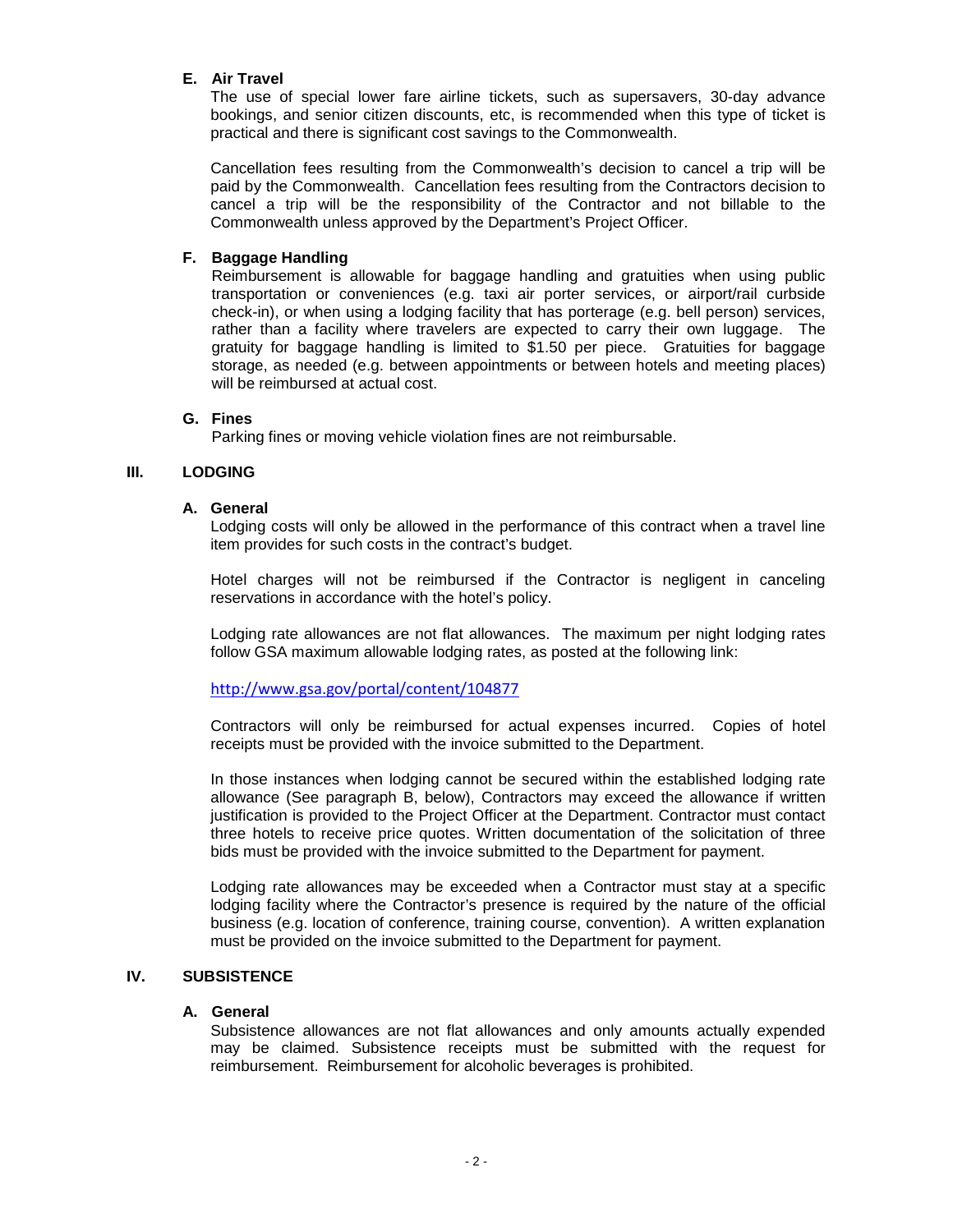### E. Air Travel

The use of special lower fare airline tickets, such as supersavers, 30-day advance bookings, and senior citizen discounts, etc, is recommended when this type of ticket is practical and there is significant cost savings to the Commonwealth.

Cancellation fees resulting from the Commonwealth's decision to cancel a trip will be paid by the Commonwealth. Cancellation fees resulting from the Contractors decision to cancel a trip will be the responsibility of the Contractor and not billable to the Commonwealth unless approved by the Department's Project Officer.

### F. Baggage Handling

Reimbursement is allowable for baggage handling and gratuities when using public transportation or conveniences (e.g. taxi air porter services, or airport/rail curbside check-in), or when using a lodging facility that has porterage (e.g. bell person) services, rather than a facility where travelers are expected to carry their own luggage. The gratuity for baggage handling is limited to $1.50 per piece. Gratuities for baggage storage, as needed (e.g. between appointments or between hotels and meeting places) will be reimbursed at actual cost.

### G. Fines

Parking fines or moving vehicle violation fines are not reimbursable.

## III. LODGING

### A. General

Lodging costs will only be allowed in the performance of this contract when a travel line item provides for such costs in the contract's budget.

Hotel charges will not be reimbursed if the Contractor is negligent in canceling reservations in accordance with the hotel's policy.

Lodging rate allowances are not flat allowances. The maximum per night lodging rates follow GSA maximum allowable lodging rates, as posted at the following link:

http://www.gsa.gov/portal/content/104877

Contractors will only be reimbursed for actual expenses incurred. Copies of hotel receipts must be provided with the invoice submitted to the Department.

In those instances when lodging cannot be secured within the established lodging rate allowance (See paragraph B, below), Contractors may exceed the allowance if written justification is provided to the Project Officer at the Department. Contractor must contact three hotels to receive price quotes. Written documentation of the solicitation of three bids must be provided with the invoice submitted to the Department for payment.

Lodging rate allowances may be exceeded when a Contractor must stay at a specific lodging facility where the Contractor's presence is required by the nature of the official business (e.g. location of conference, training course, convention). A written explanation must be provided on the invoice submitted to the Department for payment.

## IV. SUBSISTENCE

### A. General

Subsistence allowances are not flat allowances and only amounts actually expended may be claimed. Subsistence receipts must be submitted with the request for reimbursement. Reimbursement for alcoholic beverages is prohibited.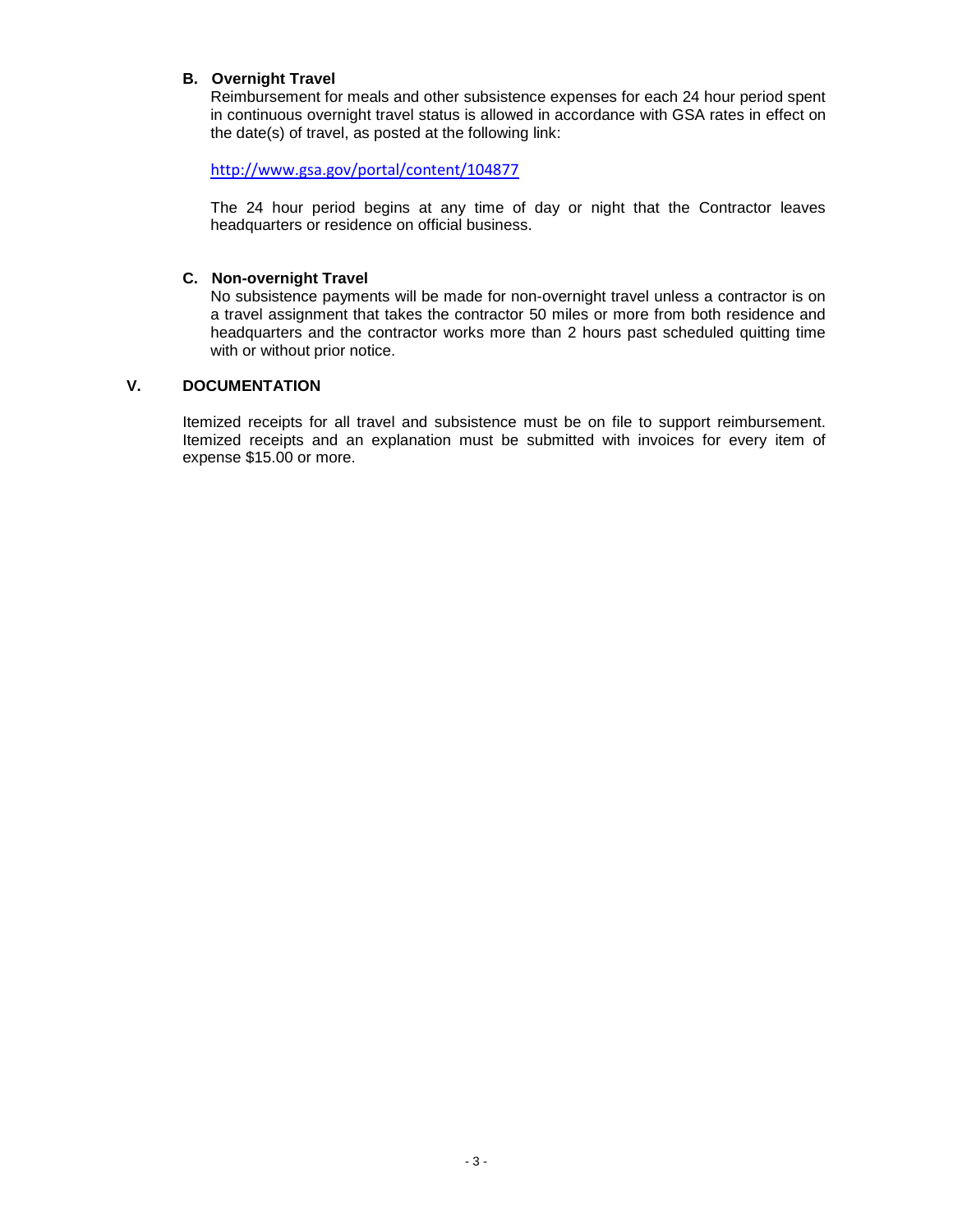### B. Overnight Travel

Reimbursement for meals and other subsistence expenses for each 24 hour period spent in continuous overnight travel status is allowed in accordance with GSA rates in effect on the date(s) of travel, as posted at the following link:

http://www.gsa.gov/portal/content/104877

The 24 hour period begins at any time of day or night that the Contractor leaves headquarters or residence on official business.

### C. Non-overnight Travel

No subsistence payments will be made for non-overnight travel unless a contractor is on a travel assignment that takes the contractor 50 miles or more from both residence and headquarters and the contractor works more than 2 hours past scheduled quitting time with or without prior notice.

## V. DOCUMENTATION

Itemized receipts for all travel and subsistence must be on file to support reimbursement. Itemized receipts and an explanation must be submitted with invoices for every item of expense $15.00 or more.